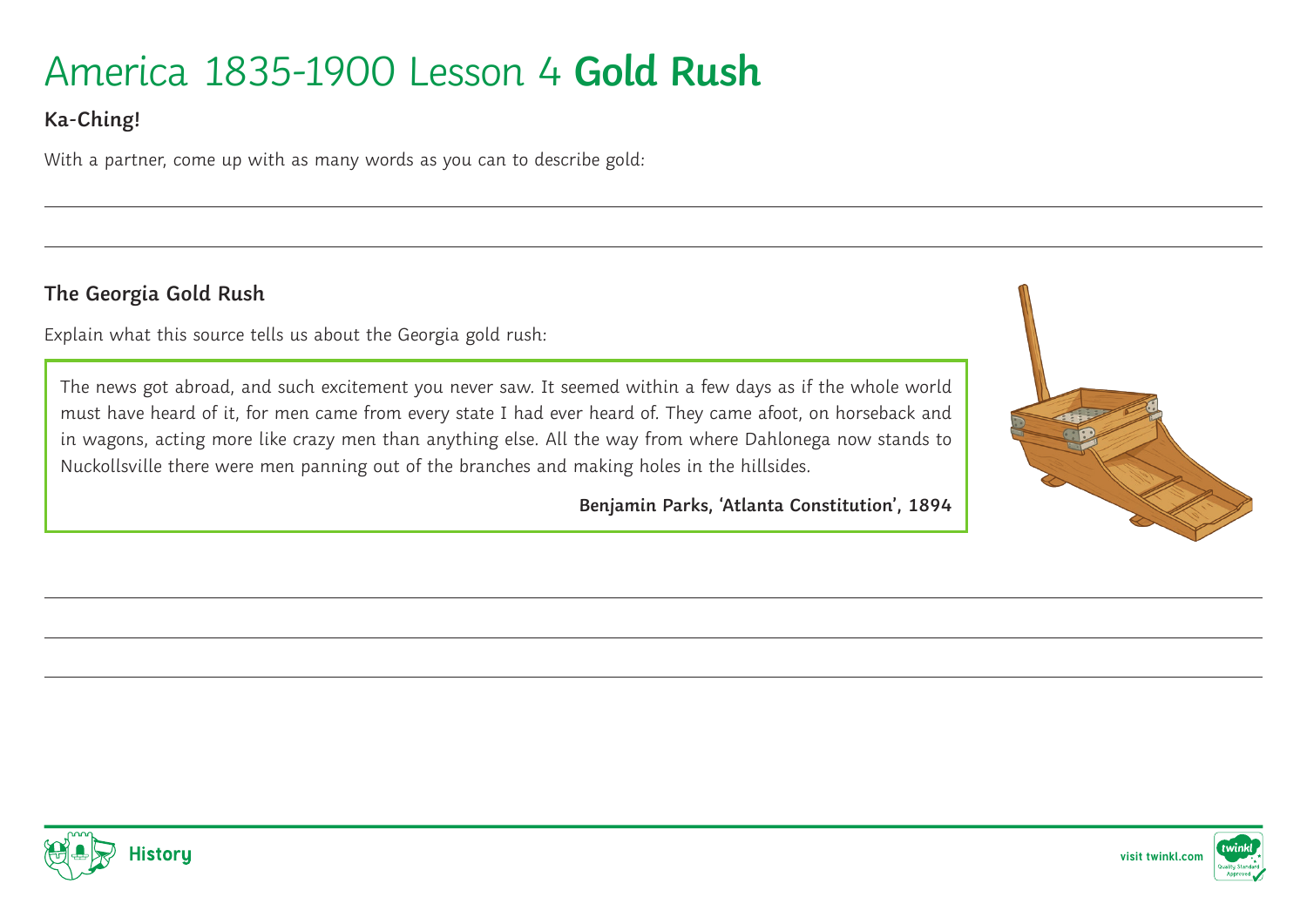# America 1835-1900 Lesson 4 **Gold Rush**

### Ka-Ching!

With a partner, come up with as many words as you can to describe gold:

### The Georgia Gold Rush

Explain what this source tells us about the Georgia gold rush:

> The news got abroad, and such excitement you never saw. It seemed within a few days as if the whole world must have heard of it, for men came from every state I had ever heard of. They came afoot, on horseback and in wagons, acting more like crazy men than anything else. All the way from where Dahlonega now stands to Nuckollsville there were men panning out of the branches and making holes in the hillsides.
>
> **Benjamin Parks, 'Atlanta Constitution', 1894**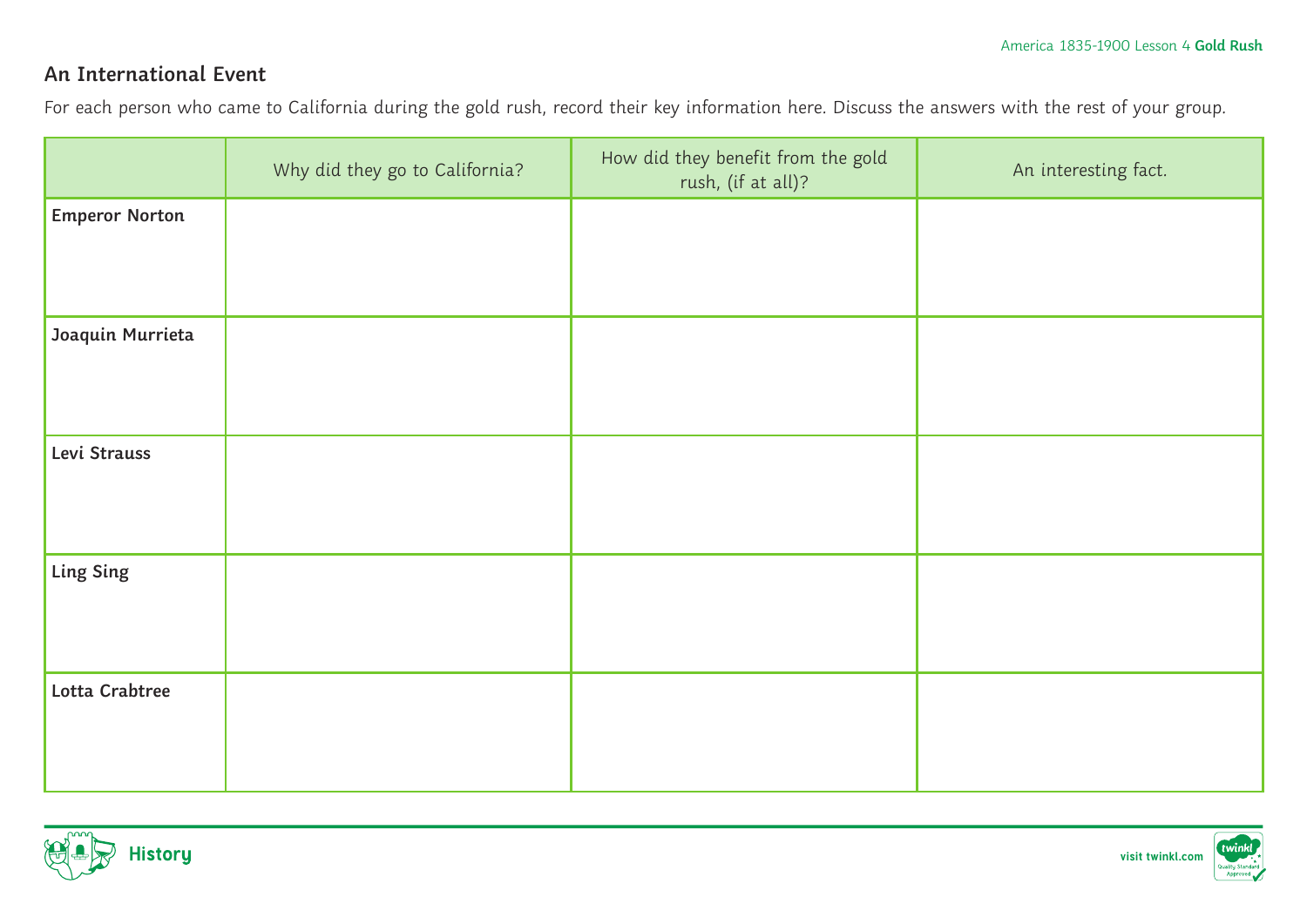## An International Event

For each person who came to California during the gold rush, record their key information here. Discuss the answers with the rest of your group.

| | Why did they go to California? | How did they benefit from the gold rush, (if at all)? | An interesting fact. |
|---|---|---|---|
| **Emperor Norton** | | | |
| **Joaquin Murrieta** | | | |
| **Levi Strauss** | | | |
| **Ling Sing** | | | |
| **Lotta Crabtree** | | | |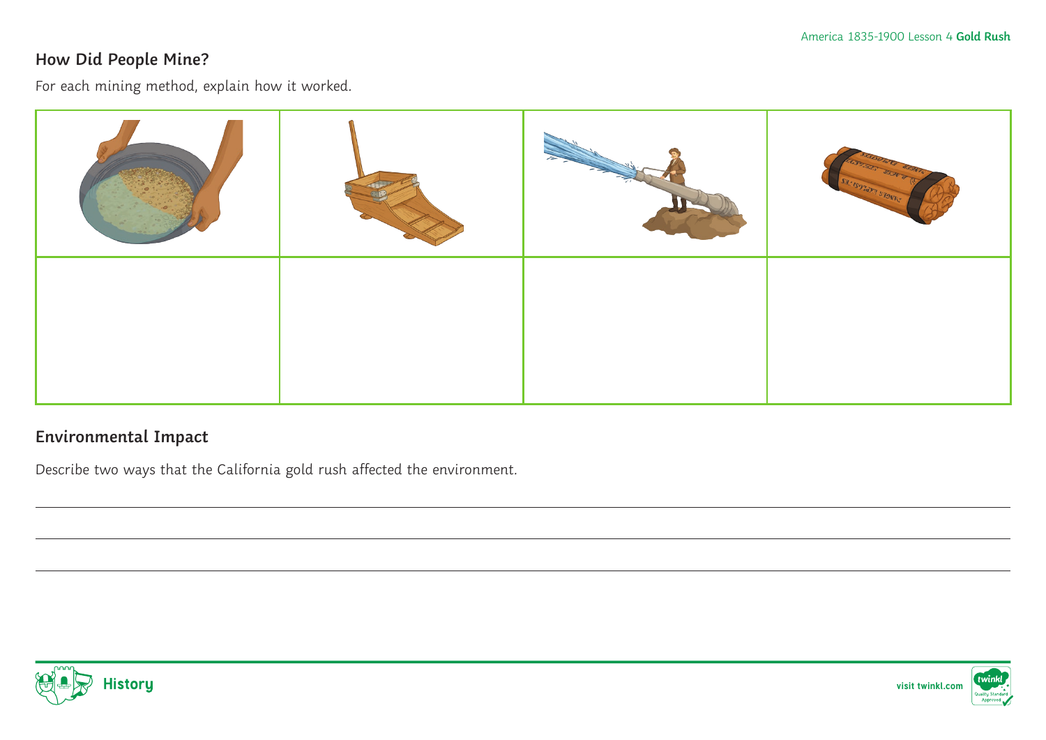## How Did People Mine?

For each mining method, explain how it worked.

| | | | |
|---|---|---|---|
| | | | |
| | | | |

## Environmental Impact

Describe two ways that the California gold rush affected the environment.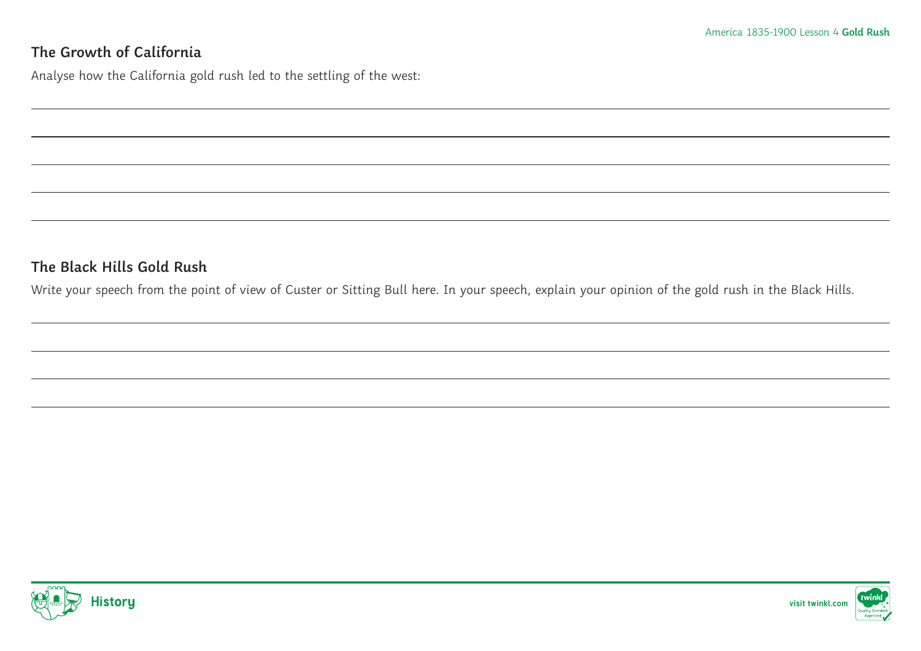## The Growth of California

Analyse how the California gold rush led to the settling of the west:

## The Black Hills Gold Rush

Write your speech from the point of view of Custer or Sitting Bull here. In your speech, explain your opinion of the gold rush in the Black Hills.